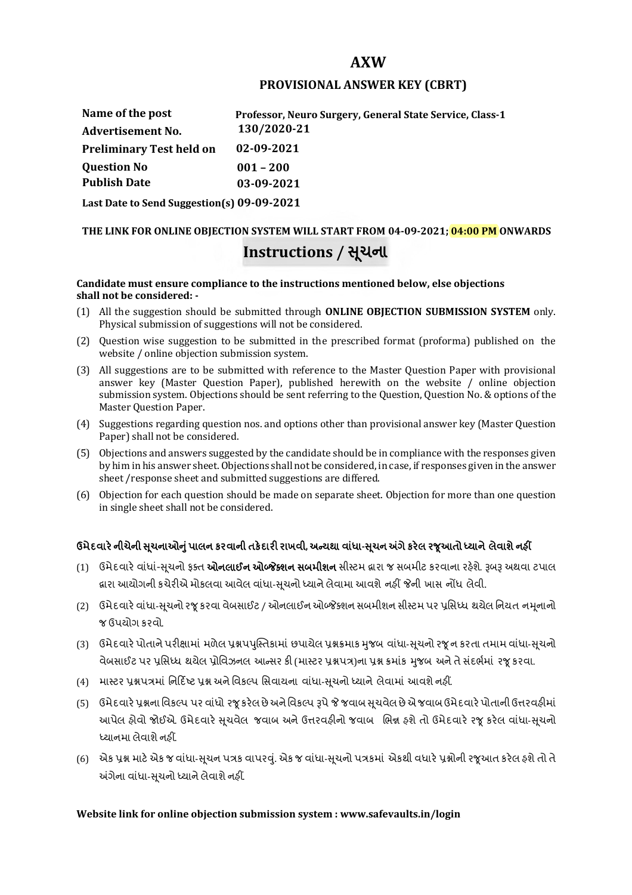# AXW

## PROVISIONAL ANSWER KEY (CBRT)

| | |
|---|---|
| **Name of the post** | **Professor, Neuro Surgery, General State Service, Class-1** |
| **Advertisement No.** | **130/2020-21** |
| **Preliminary Test held on** | **02-09-2021** |
| **Question No** | **001 – 200** |
| **Publish Date** | **03-09-2021** |
| **Last Date to Send Suggestion(s)** | **09-09-2021** |

**THE LINK FOR ONLINE OBJECTION SYSTEM WILL START FROM 04-09-2021; 04:00 PM ONWARDS**

## Instructions / સૂચના

**Candidate must ensure compliance to the instructions mentioned below, else objections shall not be considered: -**

(1) All the suggestion should be submitted through **ONLINE OBJECTION SUBMISSION SYSTEM** only. Physical submission of suggestions will not be considered.

(2) Question wise suggestion to be submitted in the prescribed format (proforma) published on the website / online objection submission system.

(3) All suggestions are to be submitted with reference to the Master Question Paper with provisional answer key (Master Question Paper), published herewith on the website / online objection submission system. Objections should be sent referring to the Question, Question No. & options of the Master Question Paper.

(4) Suggestions regarding question nos. and options other than provisional answer key (Master Question Paper) shall not be considered.

(5) Objections and answers suggested by the candidate should be in compliance with the responses given by him in his answer sheet. Objections shall not be considered, in case, if responses given in the answer sheet /response sheet and submitted suggestions are differed.

(6) Objection for each question should be made on separate sheet. Objection for more than one question in single sheet shall not be considered.

**ઉમેદવારે નીચેની સૂચનાઓનું પાલન કરવાની તકેદારી રાખવી, અન્યથા વાંધા-સૂચન અંગે કરેલ રજૂઆતો ધ્યાને લેવાશે નહીં**

(1) ઉમેદવારે વાંધાં-સૂચનો ફક્ત **ઓનલાઈન ઓબ્જેક્શન સબમીશન** સીસ્ટમ દ્વારા જ સબમીટ કરવાના રહેશે. રૂબરૂ અથવા ટપાલ દ્વારા આયોગની કચેરીએ મોકલવા આવેલ વાંધા-સૂચનો ધ્યાને લેવામા આવશે નહીં જેની ખાસ નોંધ લેવી.

(2) ઉમેદવારે વાંધા-સૂચનો રજૂ કરવા વેબસાઈટ / ઓનલાઈન ઓબ્જેક્શન સબમીશન સીસ્ટમ પર પ્રસિધ્ધ થયેલ નિયત નમૂનાનો જ ઉપયોગ કરવો.

(3) ઉમેદવારે પોતાને પરીક્ષામાં મળેલ પ્રશ્નપુસ્તિકામાં છપાયેલ પ્રશ્નક્રમાક મુજબ વાંધા-સૂચનો રજૂ ન કરતા તમામ વાંધા-સૂચનો વેબસાઈટ પર પ્રસિધ્ધ થયેલ પ્રોવિઝનલ આન્સર કી (માસ્ટર પ્રશ્નપત્ર)ના પ્રશ્ન ક્રમાંક મુજબ અને તે સંદર્ભમાં રજૂ કરવા.

(4) માસ્ટર પ્રશ્નપત્રમાં નિર્દિષ્ટ પ્રશ્ન અને વિકલ્પ સિવાયના વાંધા-સૂચનો ધ્યાને લેવામાં આવશે નહીં.

(5) ઉમેદવારે પ્રશ્નના વિકલ્પ પર વાંધો રજૂ કરેલ છે અને વિકલ્પ રૂપે જે જવાબ સૂચવેલ છે એ જવાબ ઉમેદવારે પોતાની ઉત્તરવહીમાં આપેલ હોવો જોઈએ. ઉમેદવારે સૂચવેલ જવાબ અને ઉત્તરવહીનો જવાબ ભિન્ન હશે તો ઉમેદવારે રજૂ કરેલ વાંધા-સૂચનો ધ્યાનમા લેવાશે નહીં.

(6) એક પ્રશ્ન માટે એક જ વાંધા-સૂચન પત્રક વાપરવું. એક જ વાંધા-સૂચનો પત્રકમાં એકથી વધારે પ્રશ્નોની રજૂઆત કરેલ હશે તો તે અંગેના વાંધા-સૂચનો ધ્યાને લેવાશે નહીં.

**Website link for online objection submission system : www.safevaults.in/login**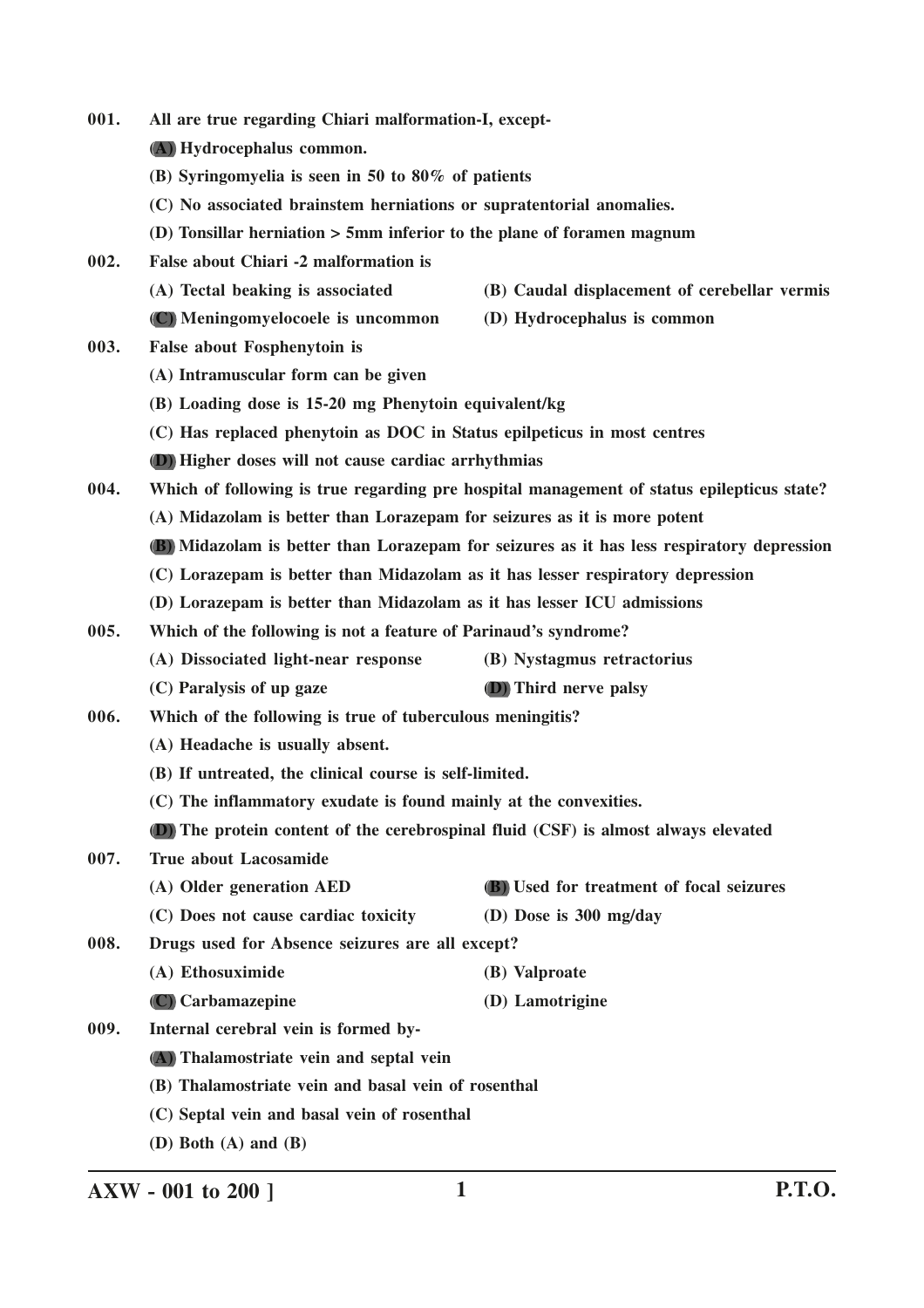**001. All are true regarding Chiari malformation-I, except-**

**(A) Hydrocephalus common.**

**(B) Syringomyelia is seen in 50 to 80% of patients**

**(C) No associated brainstem herniations or supratentorial anomalies.**

**(D) Tonsillar herniation > 5mm inferior to the plane of foramen magnum**

**002. False about Chiari -2 malformation is**

**(A) Tectal beaking is associated**

**(B) Caudal displacement of cerebellar vermis**

**(C) Meningomyelocoele is uncommon**

**(D) Hydrocephalus is common**

**003. False about Fosphenytoin is**

**(A) Intramuscular form can be given**

**(B) Loading dose is 15-20 mg Phenytoin equivalent/kg**

**(C) Has replaced phenytoin as DOC in Status epilpeticus in most centres**

**(D) Higher doses will not cause cardiac arrhythmias**

**004. Which of following is true regarding pre hospital management of status epilepticus state?**

**(A) Midazolam is better than Lorazepam for seizures as it is more potent**

**(B) Midazolam is better than Lorazepam for seizures as it has less respiratory depression**

**(C) Lorazepam is better than Midazolam as it has lesser respiratory depression**

**(D) Lorazepam is better than Midazolam as it has lesser ICU admissions**

**005. Which of the following is not a feature of Parinaud's syndrome?**

**(A) Dissociated light-near response**

**(B) Nystagmus retractorius**

**(C) Paralysis of up gaze**

**(D) Third nerve palsy**

**006. Which of the following is true of tuberculous meningitis?**

**(A) Headache is usually absent.**

**(B) If untreated, the clinical course is self-limited.**

**(C) The inflammatory exudate is found mainly at the convexities.**

**(D) The protein content of the cerebrospinal fluid (CSF) is almost always elevated**

**007. True about Lacosamide**

**(A) Older generation AED**

**(B) Used for treatment of focal seizures**

**(C) Does not cause cardiac toxicity**

**(D) Dose is 300 mg/day**

**008. Drugs used for Absence seizures are all except?**

**(A) Ethosuximide**

**(B) Valproate**

**(C) Carbamazepine**

**(D) Lamotrigine**

**009. Internal cerebral vein is formed by-**

**(A) Thalamostriate vein and septal vein**

**(B) Thalamostriate vein and basal vein of rosenthal**

**(C) Septal vein and basal vein of rosenthal**

**(D) Both (A) and (B)**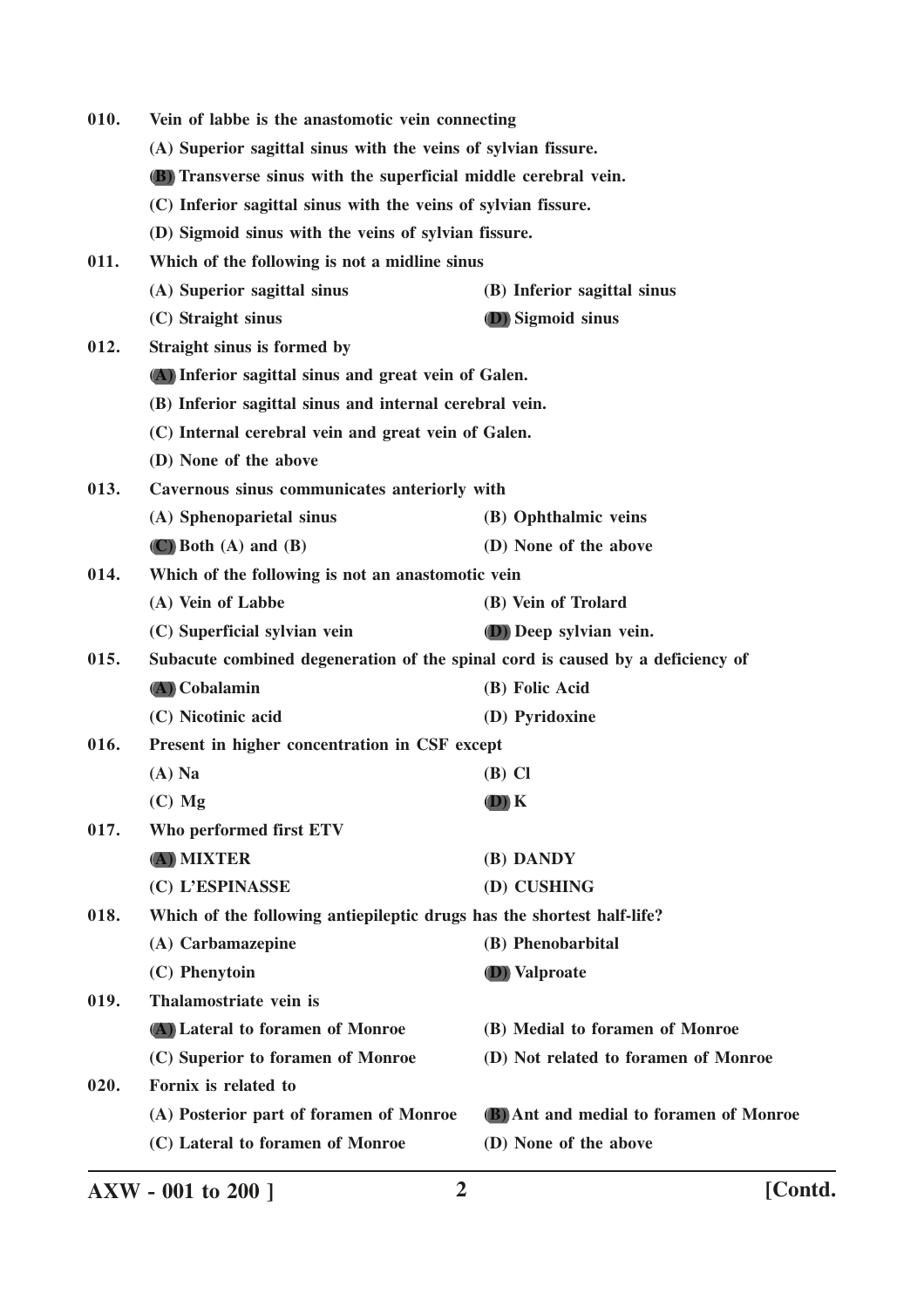**010.** **Vein of labbe is the anastomotic vein connecting**

(A) Superior sagittal sinus with the veins of sylvian fissure.

**(B)** Transverse sinus with the superficial middle cerebral vein.

(C) Inferior sagittal sinus with the veins of sylvian fissure.

(D) Sigmoid sinus with the veins of sylvian fissure.

**011.** **Which of the following is not a midline sinus**

(A) Superior sagittal sinus

(B) Inferior sagittal sinus

(C) Straight sinus

**(D)** Sigmoid sinus

**012.** **Straight sinus is formed by**

**(A)** Inferior sagittal sinus and great vein of Galen.

(B) Inferior sagittal sinus and internal cerebral vein.

(C) Internal cerebral vein and great vein of Galen.

(D) None of the above

**013.** **Cavernous sinus communicates anteriorly with**

(A) Sphenoparietal sinus

(B) Ophthalmic veins

**(C)** Both (A) and (B)

(D) None of the above

**014.** **Which of the following is not an anastomotic vein**

(A) Vein of Labbe

(B) Vein of Trolard

(C) Superficial sylvian vein

**(D)** Deep sylvian vein.

**015.** **Subacute combined degeneration of the spinal cord is caused by a deficiency of**

**(A)** Cobalamin

(B) Folic Acid

(C) Nicotinic acid

(D) Pyridoxine

**016.** **Present in higher concentration in CSF except**

(A) Na

(B) Cl

(C) Mg

**(D)** K

**017.** **Who performed first ETV**

**(A)** MIXTER

(B) DANDY

(C) L'ESPINASSE

(D) CUSHING

**018.** **Which of the following antiepileptic drugs has the shortest half-life?**

(A) Carbamazepine

(B) Phenobarbital

(C) Phenytoin

**(D)** Valproate

**019.** **Thalamostriate vein is**

**(A)** Lateral to foramen of Monroe

(B) Medial to foramen of Monroe

(C) Superior to foramen of Monroe

(D) Not related to foramen of Monroe

**020.** **Fornix is related to**

(A) Posterior part of foramen of Monroe

**(B)** Ant and medial to foramen of Monroe

(C) Lateral to foramen of Monroe

(D) None of the above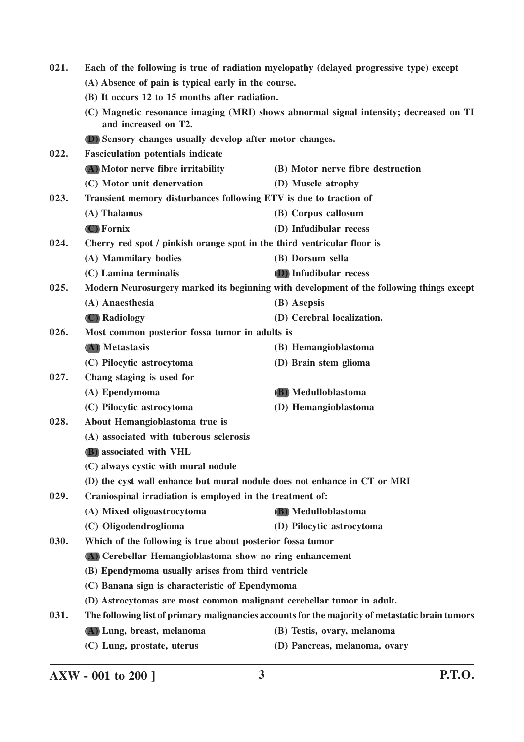021. Each of the following is true of radiation myelopathy (delayed progressive type) except

(A) Absence of pain is typical early in the course.

(B) It occurs 12 to 15 months after radiation.

(C) Magnetic resonance imaging (MRI) shows abnormal signal intensity; decreased on TI and increased on T2.

(D) Sensory changes usually develop after motor changes.

022. Fasciculation potentials indicate

(A) Motor nerve fibre irritability

(B) Motor nerve fibre destruction

(C) Motor unit denervation

(D) Muscle atrophy

023. Transient memory disturbances following ETV is due to traction of

(A) Thalamus

(B) Corpus callosum

(C) Fornix

(D) Infudibular recess

024. Cherry red spot / pinkish orange spot in the third ventricular floor is

(A) Mammilary bodies

(B) Dorsum sella

(C) Lamina terminalis

(D) Infudibular recess

025. Modern Neurosurgery marked its beginning with development of the following things except

(A) Anaesthesia

(B) Asepsis

(C) Radiology

(D) Cerebral localization.

026. Most common posterior fossa tumor in adults is

(A) Metastasis

(B) Hemangioblastoma

(C) Pilocytic astrocytoma

(D) Brain stem glioma

027. Chang staging is used for

(A) Ependymoma

(B) Medulloblastoma

(C) Pilocytic astrocytoma

(D) Hemangioblastoma

028. About Hemangioblastoma true is

(A) associated with tuberous sclerosis

(B) associated with VHL

(C) always cystic with mural nodule

(D) the cyst wall enhance but mural nodule does not enhance in CT or MRI

029. Craniospinal irradiation is employed in the treatment of:

(A) Mixed oligoastrocytoma

(B) Medulloblastoma

(C) Oligodendroglioma

(D) Pilocytic astrocytoma

030. Which of the following is true about posterior fossa tumor

(A) Cerebellar Hemangioblastoma show no ring enhancement

(B) Ependymoma usually arises from third ventricle

(C) Banana sign is characteristic of Ependymoma

(D) Astrocytomas are most common malignant cerebellar tumor in adult.

031. The following list of primary malignancies accounts for the majority of metastatic brain tumors

(A) Lung, breast, melanoma

(B) Testis, ovary, melanoma

(C) Lung, prostate, uterus

(D) Pancreas, melanoma, ovary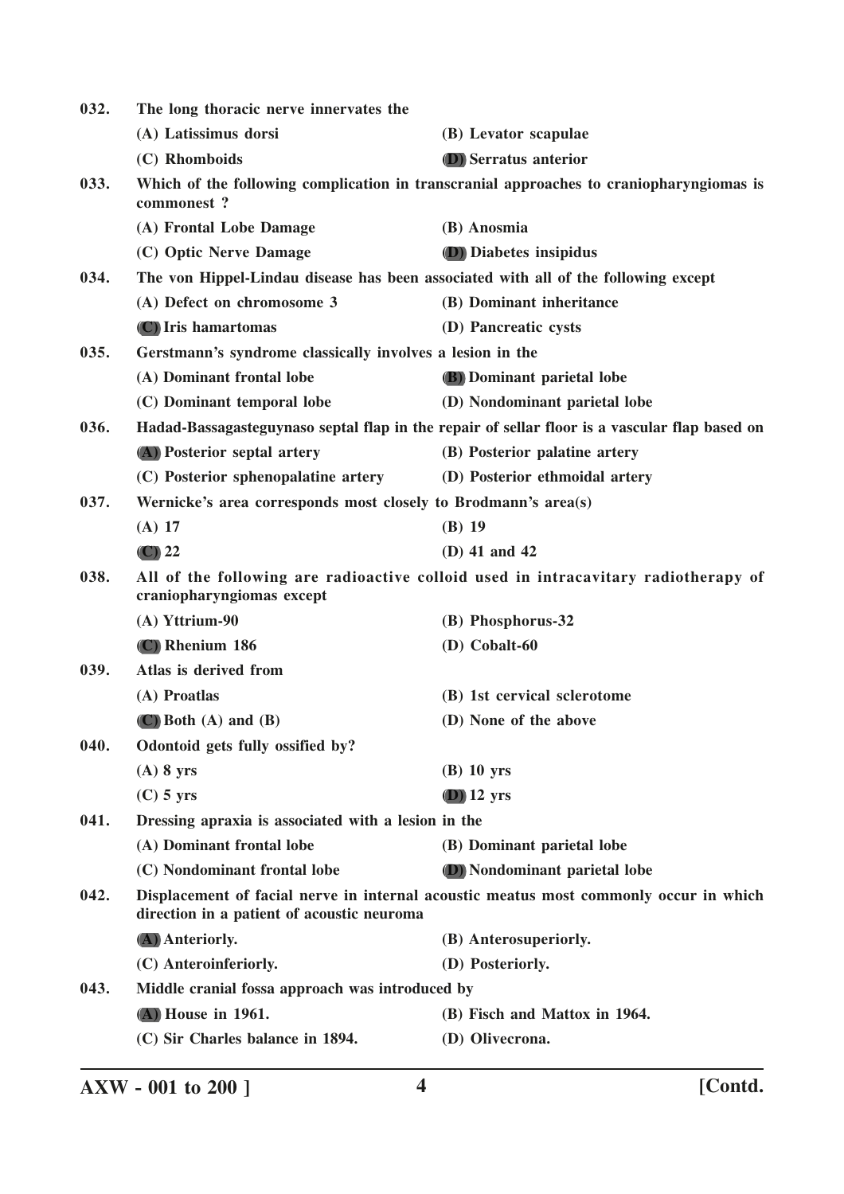**032. The long thoracic nerve innervates the**

(A) Latissimus dorsi
(B) Levator scapulae
(C) Rhomboids
**(D)** Serratus anterior

**033. Which of the following complication in transcranial approaches to craniopharyngiomas is commonest ?**

(A) Frontal Lobe Damage
(B) Anosmia
(C) Optic Nerve Damage
**(D)** Diabetes insipidus

**034. The von Hippel-Lindau disease has been associated with all of the following except**

(A) Defect on chromosome 3
(B) Dominant inheritance
**(C)** Iris hamartomas
(D) Pancreatic cysts

**035. Gerstmann's syndrome classically involves a lesion in the**

(A) Dominant frontal lobe
**(B)** Dominant parietal lobe
(C) Dominant temporal lobe
(D) Nondominant parietal lobe

**036. Hadad-Bassagasteguynaso septal flap in the repair of sellar floor is a vascular flap based on**

**(A)** Posterior septal artery
(B) Posterior palatine artery
(C) Posterior sphenopalatine artery
(D) Posterior ethmoidal artery

**037. Wernicke's area corresponds most closely to Brodmann's area(s)**

(A) 17
(B) 19
**(C)** 22
(D) 41 and 42

**038. All of the following are radioactive colloid used in intracavitary radiotherapy of craniopharyngiomas except**

(A) Yttrium-90
(B) Phosphorus-32
**(C)** Rhenium 186
(D) Cobalt-60

**039. Atlas is derived from**

(A) Proatlas
(B) 1st cervical sclerotome
**(C)** Both (A) and (B)
(D) None of the above

**040. Odontoid gets fully ossified by?**

(A) 8 yrs
(B) 10 yrs
(C) 5 yrs
**(D)** 12 yrs

**041. Dressing apraxia is associated with a lesion in the**

(A) Dominant frontal lobe
(B) Dominant parietal lobe
(C) Nondominant frontal lobe
**(D)** Nondominant parietal lobe

**042. Displacement of facial nerve in internal acoustic meatus most commonly occur in which direction in a patient of acoustic neuroma**

**(A)** Anteriorly.
(B) Anterosuperiorly.
(C) Anteroinferiorly.
(D) Posteriorly.

**043. Middle cranial fossa approach was introduced by**

**(A)** House in 1961.
(B) Fisch and Mattox in 1964.
(C) Sir Charles balance in 1894.
(D) Olivecrona.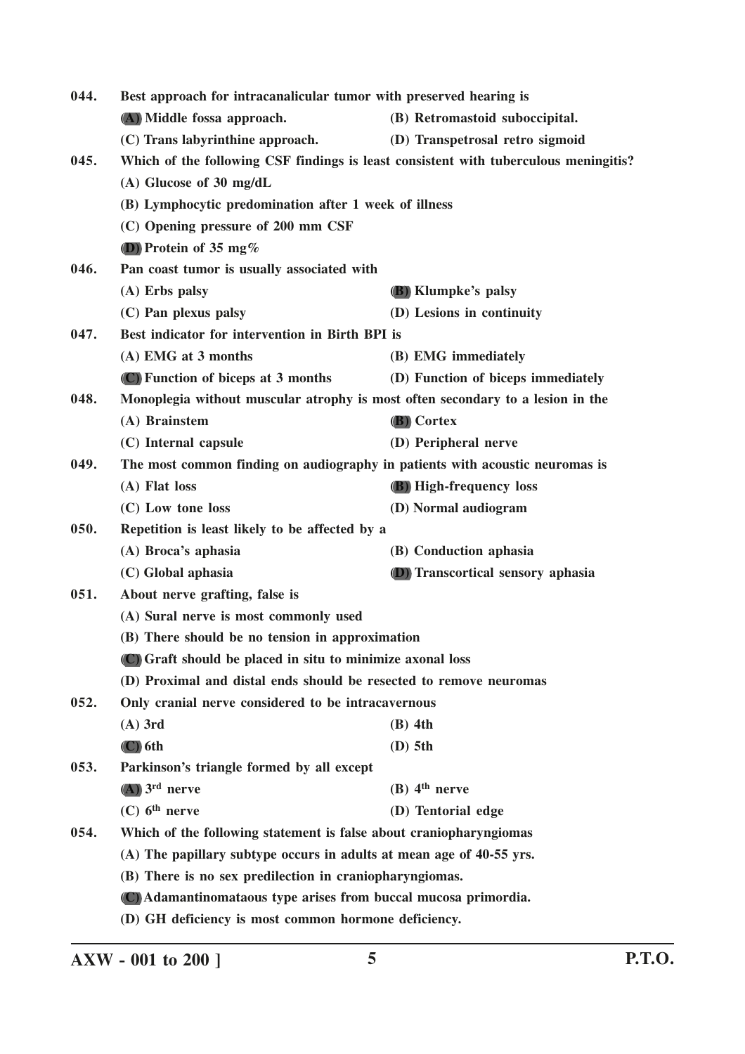044. Best approach for intracanalicular tumor with preserved hearing is

(A) Middle fossa approach. (B) Retromastoid suboccipital.

(C) Trans labyrinthine approach. (D) Transpetrosal retro sigmoid

045. Which of the following CSF findings is least consistent with tuberculous meningitis?

(A) Glucose of 30 mg/dL

(B) Lymphocytic predomination after 1 week of illness

(C) Opening pressure of 200 mm CSF

(D) Protein of 35 mg%

046. Pan coast tumor is usually associated with

(A) Erbs palsy (B) Klumpke's palsy

(C) Pan plexus palsy (D) Lesions in continuity

047. Best indicator for intervention in Birth BPI is

(A) EMG at 3 months (B) EMG immediately

(C) Function of biceps at 3 months (D) Function of biceps immediately

048. Monoplegia without muscular atrophy is most often secondary to a lesion in the

(A) Brainstem (B) Cortex

(C) Internal capsule (D) Peripheral nerve

049. The most common finding on audiography in patients with acoustic neuromas is

(A) Flat loss (B) High-frequency loss

(C) Low tone loss (D) Normal audiogram

050. Repetition is least likely to be affected by a

(A) Broca's aphasia (B) Conduction aphasia

(C) Global aphasia (D) Transcortical sensory aphasia

051. About nerve grafting, false is

(A) Sural nerve is most commonly used

(B) There should be no tension in approximation

(C) Graft should be placed in situ to minimize axonal loss

(D) Proximal and distal ends should be resected to remove neuromas

052. Only cranial nerve considered to be intracavernous

(A) 3rd (B) 4th

(C) 6th (D) 5th

053. Parkinson's triangle formed by all except

(A) 3rd nerve (B) 4th nerve

(C) 6th nerve (D) Tentorial edge

054. Which of the following statement is false about craniopharyngiomas

(A) The papillary subtype occurs in adults at mean age of 40-55 yrs.

(B) There is no sex predilection in craniopharyngiomas.

(C) Adamantinomataous type arises from buccal mucosa primordia.

(D) GH deficiency is most common hormone deficiency.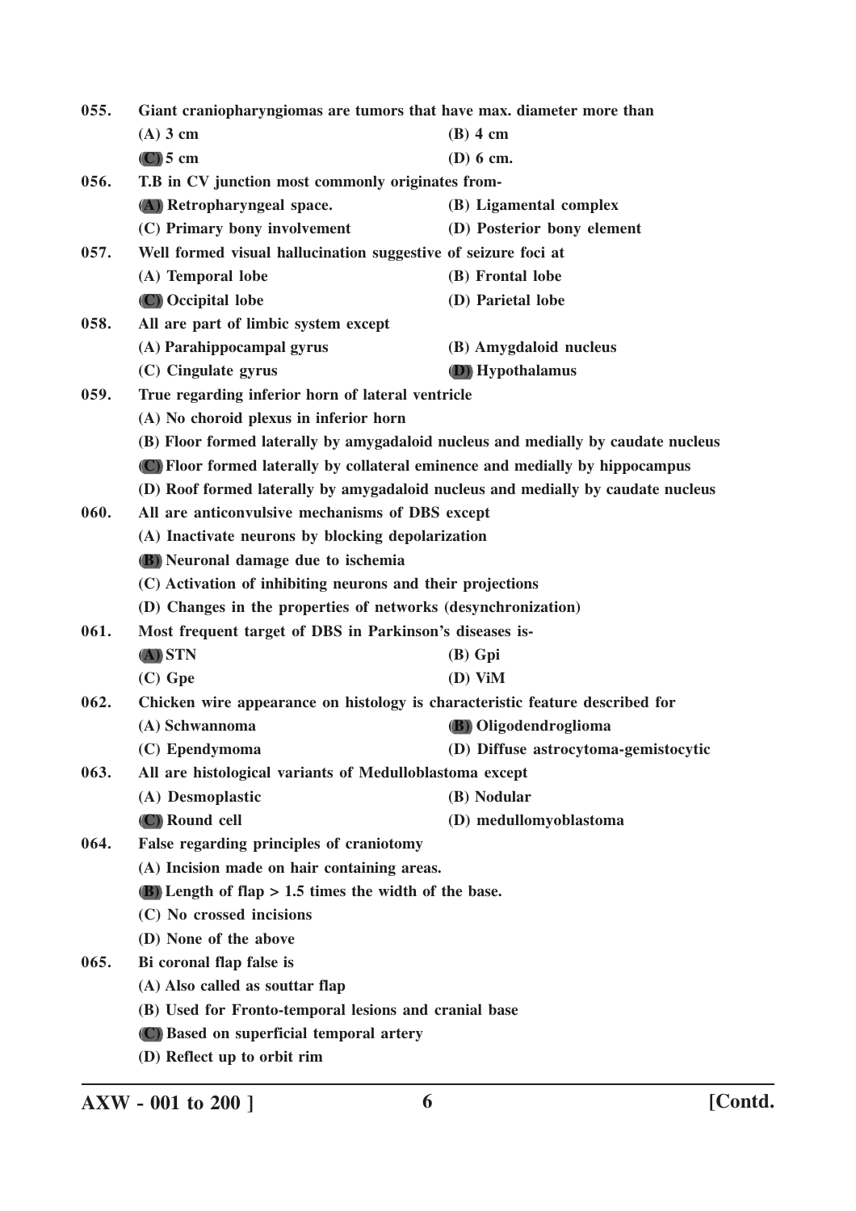**055. Giant craniopharyngiomas are tumors that have max. diameter more than**

(A) 3 cm (B) 4 cm

**(C) 5 cm** (D) 6 cm.

**056. T.B in CV junction most commonly originates from-**

**(A) Retropharyngeal space.** (B) Ligamental complex

(C) Primary bony involvement (D) Posterior bony element

**057. Well formed visual hallucination suggestive of seizure foci at**

(A) Temporal lobe (B) Frontal lobe

**(C) Occipital lobe** (D) Parietal lobe

**058. All are part of limbic system except**

(A) Parahippocampal gyrus (B) Amygdaloid nucleus

(C) Cingulate gyrus **(D) Hypothalamus**

**059. True regarding inferior horn of lateral ventricle**

(A) No choroid plexus in inferior horn

(B) Floor formed laterally by amygadaloid nucleus and medially by caudate nucleus

**(C) Floor formed laterally by collateral eminence and medially by hippocampus**

(D) Roof formed laterally by amygadaloid nucleus and medially by caudate nucleus

**060. All are anticonvulsive mechanisms of DBS except**

(A) Inactivate neurons by blocking depolarization

**(B) Neuronal damage due to ischemia**

(C) Activation of inhibiting neurons and their projections

(D) Changes in the properties of networks (desynchronization)

**061. Most frequent target of DBS in Parkinson's diseases is-**

**(A) STN** (B) Gpi

(C) Gpe (D) ViM

**062. Chicken wire appearance on histology is characteristic feature described for**

(A) Schwannoma **(B) Oligodendroglioma**

(C) Ependymoma (D) Diffuse astrocytoma-gemistocytic

**063. All are histological variants of Medulloblastoma except**

(A) Desmoplastic (B) Nodular

**(C) Round cell** (D) medullomyoblastoma

**064. False regarding principles of craniotomy**

(A) Incision made on hair containing areas.

**(B) Length of flap > 1.5 times the width of the base.**

(C) No crossed incisions

(D) None of the above

**065. Bi coronal flap false is**

(A) Also called as souttar flap

(B) Used for Fronto-temporal lesions and cranial base

**(C) Based on superficial temporal artery**

(D) Reflect up to orbit rim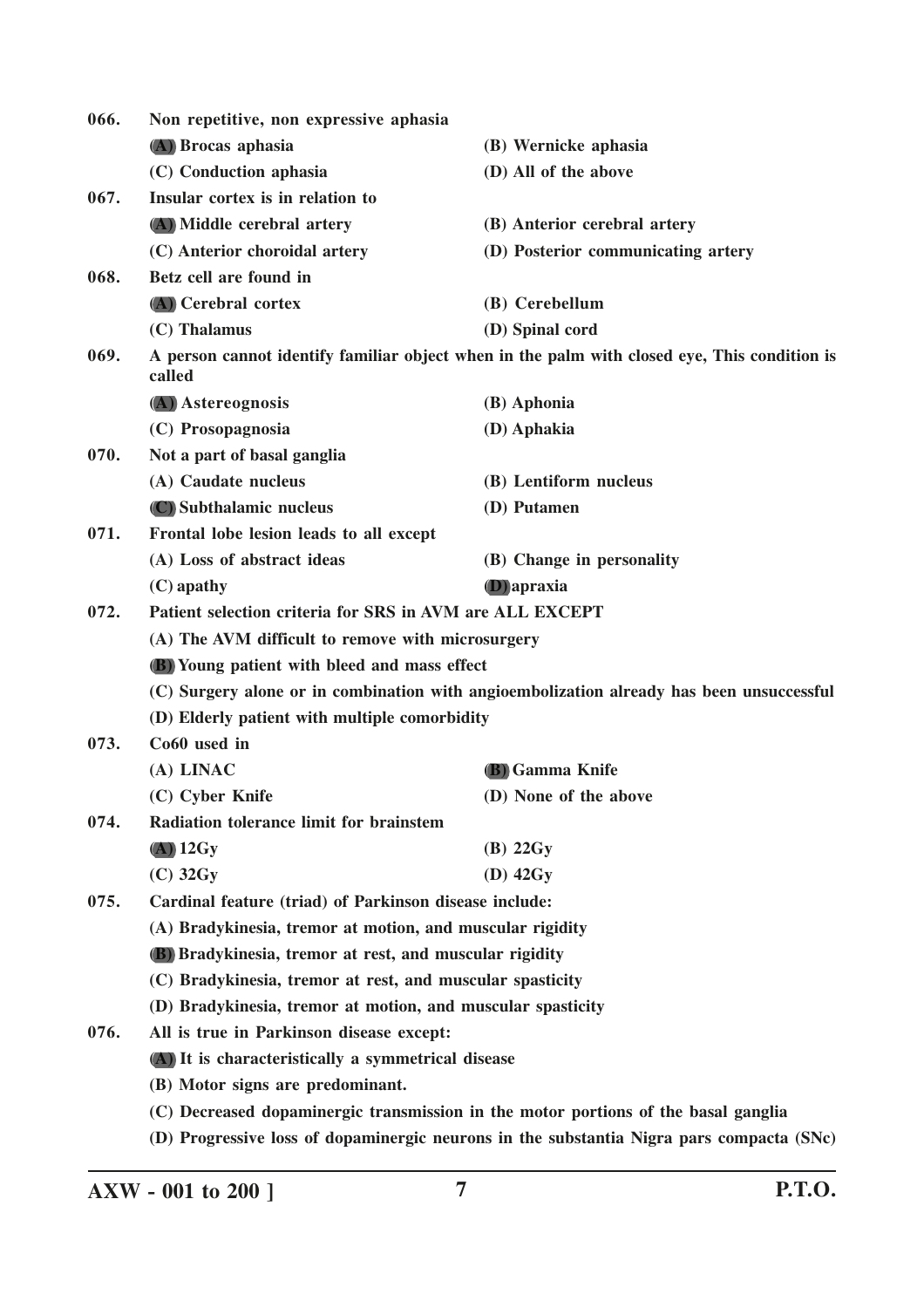**066. Non repetitive, non expressive aphasia**

**(A) Brocas aphasia** | **(B) Wernicke aphasia**
**(C) Conduction aphasia** | **(D) All of the above**

**067. Insular cortex is in relation to**

**(A) Middle cerebral artery** | **(B) Anterior cerebral artery**
**(C) Anterior choroidal artery** | **(D) Posterior communicating artery**

**068. Betz cell are found in**

**(A) Cerebral cortex** | **(B) Cerebellum**
**(C) Thalamus** | **(D) Spinal cord**

**069. A person cannot identify familiar object when in the palm with closed eye, This condition is called**

**(A) Astereognosis** | **(B) Aphonia**
**(C) Prosopagnosia** | **(D) Aphakia**

**070. Not a part of basal ganglia**

**(A) Caudate nucleus** | **(B) Lentiform nucleus**
**(C) Subthalamic nucleus** | **(D) Putamen**

**071. Frontal lobe lesion leads to all except**

**(A) Loss of abstract ideas** | **(B) Change in personality**
**(C) apathy** | **(D) apraxia**

**072. Patient selection criteria for SRS in AVM are ALL EXCEPT**

**(A) The AVM difficult to remove with microsurgery**
**(B) Young patient with bleed and mass effect**
**(C) Surgery alone or in combination with angioembolization already has been unsuccessful**
**(D) Elderly patient with multiple comorbidity**

**073. Co60 used in**

**(A) LINAC** | **(B) Gamma Knife**
**(C) Cyber Knife** | **(D) None of the above**

**074. Radiation tolerance limit for brainstem**

**(A) 12Gy** | **(B) 22Gy**
**(C) 32Gy** | **(D) 42Gy**

**075. Cardinal feature (triad) of Parkinson disease include:**

**(A) Bradykinesia, tremor at motion, and muscular rigidity**
**(B) Bradykinesia, tremor at rest, and muscular rigidity**
**(C) Bradykinesia, tremor at rest, and muscular spasticity**
**(D) Bradykinesia, tremor at motion, and muscular spasticity**

**076. All is true in Parkinson disease except:**

**(A) It is characteristically a symmetrical disease**
**(B) Motor signs are predominant.**
**(C) Decreased dopaminergic transmission in the motor portions of the basal ganglia**
**(D) Progressive loss of dopaminergic neurons in the substantia Nigra pars compacta (SNc)**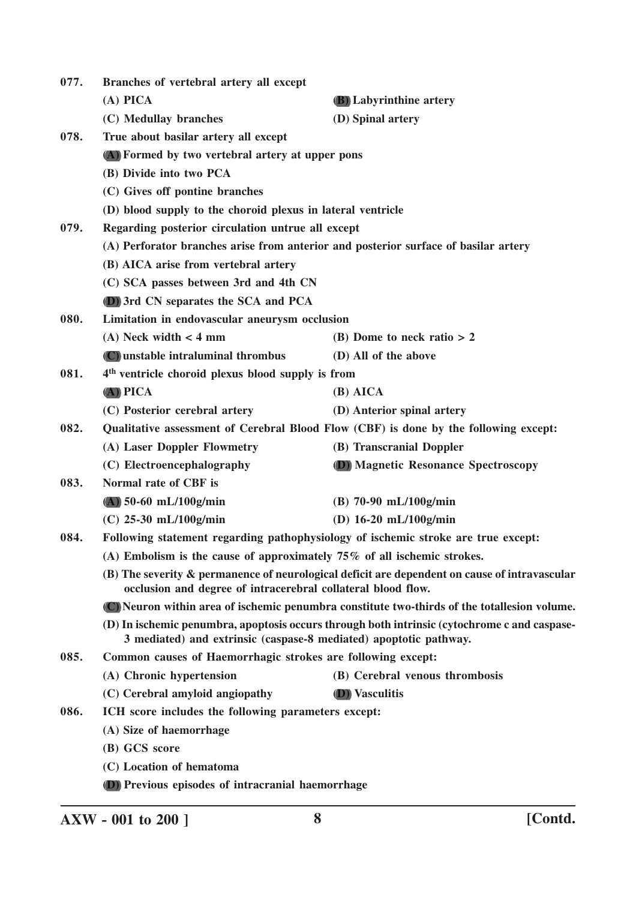**077. Branches of vertebral artery all except**

(A) PICA
**(B) Labyrinthine artery**
(C) Medullay branches
(D) Spinal artery

**078. True about basilar artery all except**

**(A) Formed by two vertebral artery at upper pons**
(B) Divide into two PCA
(C) Gives off pontine branches
(D) blood supply to the choroid plexus in lateral ventricle

**079. Regarding posterior circulation untrue all except**

(A) Perforator branches arise from anterior and posterior surface of basilar artery
(B) AICA arise from vertebral artery
(C) SCA passes between 3rd and 4th CN
**(D) 3rd CN separates the SCA and PCA**

**080. Limitation in endovascular aneurysm occlusion**

(A) Neck width < 4 mm
(B) Dome to neck ratio > 2
**(C) unstable intraluminal thrombus**
(D) All of the above

**081. 4th ventricle choroid plexus blood supply is from**

**(A) PICA**
(B) AICA
(C) Posterior cerebral artery
(D) Anterior spinal artery

**082. Qualitative assessment of Cerebral Blood Flow (CBF) is done by the following except:**

(A) Laser Doppler Flowmetry
(B) Transcranial Doppler
(C) Electroencephalography
**(D) Magnetic Resonance Spectroscopy**

**083. Normal rate of CBF is**

**(A) 50-60 mL/100g/min**
(B) 70-90 mL/100g/min
(C) 25-30 mL/100g/min
(D) 16-20 mL/100g/min

**084. Following statement regarding pathophysiology of ischemic stroke are true except:**

(A) Embolism is the cause of approximately 75% of all ischemic strokes.
(B) The severity & permanence of neurological deficit are dependent on cause of intravascular occlusion and degree of intracerebral collateral blood flow.
**(C) Neuron within area of ischemic penumbra constitute two-thirds of the totallesion volume.**
(D) In ischemic penumbra, apoptosis occurs through both intrinsic (cytochrome c and caspase-3 mediated) and extrinsic (caspase-8 mediated) apoptotic pathway.

**085. Common causes of Haemorrhagic strokes are following except:**

(A) Chronic hypertension
(B) Cerebral venous thrombosis
(C) Cerebral amyloid angiopathy
**(D) Vasculitis**

**086. ICH score includes the following parameters except:**

(A) Size of haemorrhage
(B) GCS score
(C) Location of hematoma
**(D) Previous episodes of intracranial haemorrhage**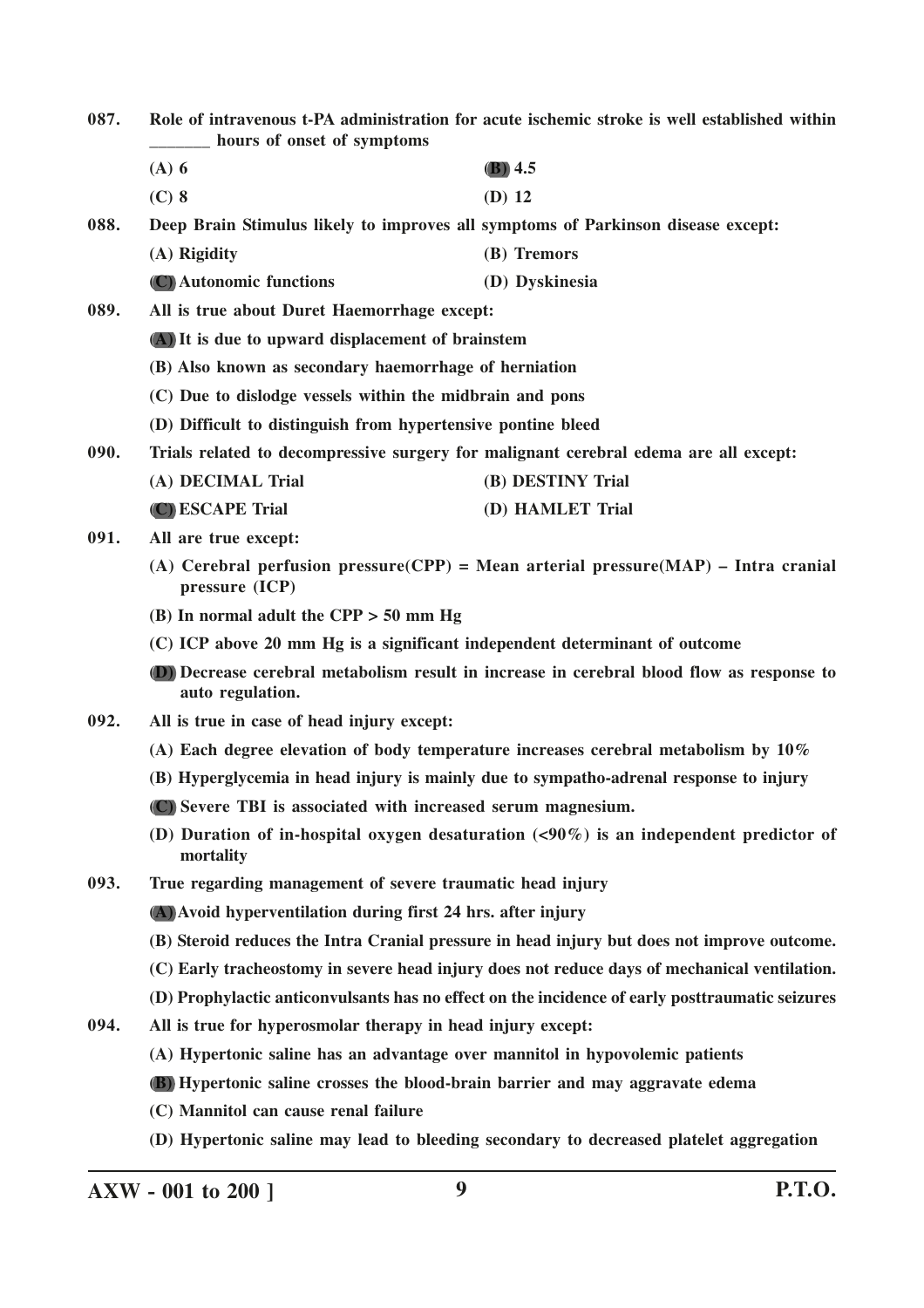**087. Role of intravenous t-PA administration for acute ischemic stroke is well established within _______ hours of onset of symptoms**

(A) 6 (B) 4.5

(C) 8 (D) 12

**088. Deep Brain Stimulus likely to improves all symptoms of Parkinson disease except:**

(A) Rigidity (B) Tremors

(C) Autonomic functions (D) Dyskinesia

**089. All is true about Duret Haemorrhage except:**

(A) It is due to upward displacement of brainstem

(B) Also known as secondary haemorrhage of herniation

(C) Due to dislodge vessels within the midbrain and pons

(D) Difficult to distinguish from hypertensive pontine bleed

**090. Trials related to decompressive surgery for malignant cerebral edema are all except:**

(A) DECIMAL Trial (B) DESTINY Trial

(C) ESCAPE Trial (D) HAMLET Trial

**091. All are true except:**

(A) Cerebral perfusion pressure(CPP) = Mean arterial pressure(MAP) – Intra cranial pressure (ICP)

(B) In normal adult the CPP > 50 mm Hg

(C) ICP above 20 mm Hg is a significant independent determinant of outcome

(D) Decrease cerebral metabolism result in increase in cerebral blood flow as response to auto regulation.

**092. All is true in case of head injury except:**

(A) Each degree elevation of body temperature increases cerebral metabolism by 10%

(B) Hyperglycemia in head injury is mainly due to sympatho-adrenal response to injury

(C) Severe TBI is associated with increased serum magnesium.

(D) Duration of in-hospital oxygen desaturation (<90%) is an independent predictor of mortality

**093. True regarding management of severe traumatic head injury**

(A) Avoid hyperventilation during first 24 hrs. after injury

(B) Steroid reduces the Intra Cranial pressure in head injury but does not improve outcome.

(C) Early tracheostomy in severe head injury does not reduce days of mechanical ventilation.

(D) Prophylactic anticonvulsants has no effect on the incidence of early posttraumatic seizures

**094. All is true for hyperosmolar therapy in head injury except:**

(A) Hypertonic saline has an advantage over mannitol in hypovolemic patients

(B) Hypertonic saline crosses the blood-brain barrier and may aggravate edema

(C) Mannitol can cause renal failure

(D) Hypertonic saline may lead to bleeding secondary to decreased platelet aggregation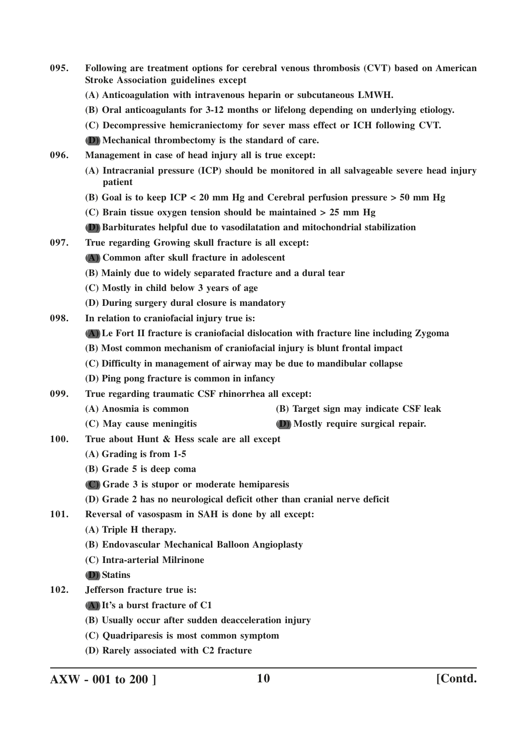**095. Following are treatment options for cerebral venous thrombosis (CVT) based on American Stroke Association guidelines except**

(A) Anticoagulation with intravenous heparin or subcutaneous LMWH.

(B) Oral anticoagulants for 3-12 months or lifelong depending on underlying etiology.

(C) Decompressive hemicraniectomy for sever mass effect or ICH following CVT.

**(D)** Mechanical thrombectomy is the standard of care.

**096. Management in case of head injury all is true except:**

(A) Intracranial pressure (ICP) should be monitored in all salvageable severe head injury patient

(B) Goal is to keep ICP < 20 mm Hg and Cerebral perfusion pressure > 50 mm Hg

(C) Brain tissue oxygen tension should be maintained > 25 mm Hg

**(D)** Barbiturates helpful due to vasodilatation and mitochondrial stabilization

**097. True regarding Growing skull fracture is all except:**

**(A)** Common after skull fracture in adolescent

(B) Mainly due to widely separated fracture and a dural tear

(C) Mostly in child below 3 years of age

(D) During surgery dural closure is mandatory

**098. In relation to craniofacial injury true is:**

**(A)** Le Fort II fracture is craniofacial dislocation with fracture line including Zygoma

(B) Most common mechanism of craniofacial injury is blunt frontal impact

(C) Difficulty in management of airway may be due to mandibular collapse

(D) Ping pong fracture is common in infancy

**099. True regarding traumatic CSF rhinorrhea all except:**

(A) Anosmia is common

(B) Target sign may indicate CSF leak

(C) May cause meningitis

**(D)** Mostly require surgical repair.

**100. True about Hunt & Hess scale are all except**

(A) Grading is from 1-5

(B) Grade 5 is deep coma

**(C)** Grade 3 is stupor or moderate hemiparesis

(D) Grade 2 has no neurological deficit other than cranial nerve deficit

**101. Reversal of vasospasm in SAH is done by all except:**

(A) Triple H therapy.

(B) Endovascular Mechanical Balloon Angioplasty

(C) Intra-arterial Milrinone

**(D)** Statins

**102. Jefferson fracture true is:**

**(A)** It's a burst fracture of C1

(B) Usually occur after sudden deacceleration injury

(C) Quadriparesis is most common symptom

(D) Rarely associated with C2 fracture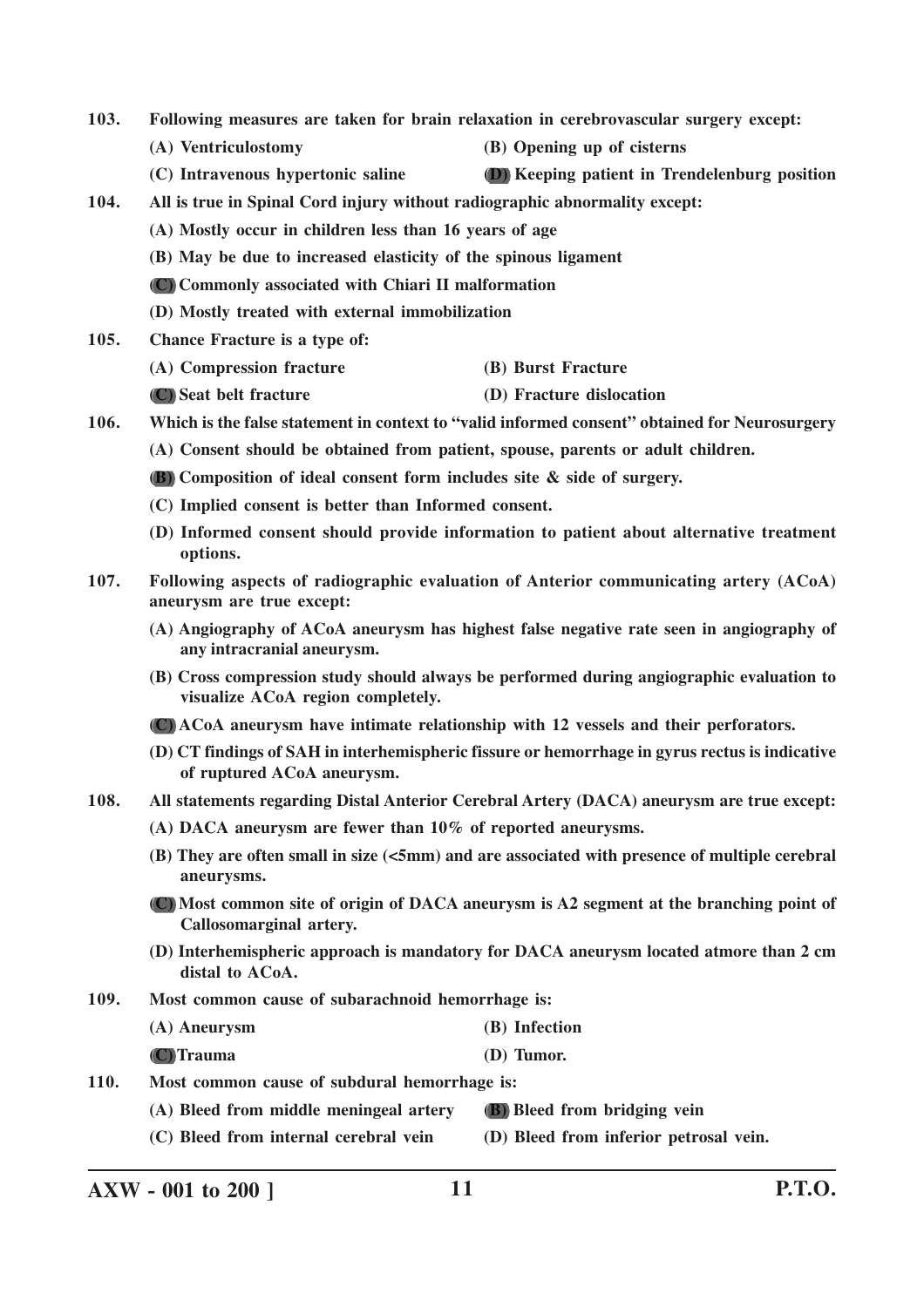**103. Following measures are taken for brain relaxation in cerebrovascular surgery except:**

**(A) Ventriculostomy**

**(B) Opening up of cisterns**

**(C) Intravenous hypertonic saline**

**(D) Keeping patient in Trendelenburg position**

**104. All is true in Spinal Cord injury without radiographic abnormality except:**

**(A) Mostly occur in children less than 16 years of age**

**(B) May be due to increased elasticity of the spinous ligament**

**(C) Commonly associated with Chiari II malformation**

**(D) Mostly treated with external immobilization**

**105. Chance Fracture is a type of:**

**(A) Compression fracture**

**(B) Burst Fracture**

**(C) Seat belt fracture**

**(D) Fracture dislocation**

**106. Which is the false statement in context to "valid informed consent" obtained for Neurosurgery**

**(A) Consent should be obtained from patient, spouse, parents or adult children.**

**(B) Composition of ideal consent form includes site & side of surgery.**

**(C) Implied consent is better than Informed consent.**

**(D) Informed consent should provide information to patient about alternative treatment options.**

**107. Following aspects of radiographic evaluation of Anterior communicating artery (ACoA) aneurysm are true except:**

**(A) Angiography of ACoA aneurysm has highest false negative rate seen in angiography of any intracranial aneurysm.**

**(B) Cross compression study should always be performed during angiographic evaluation to visualize ACoA region completely.**

**(C) ACoA aneurysm have intimate relationship with 12 vessels and their perforators.**

**(D) CT findings of SAH in interhemispheric fissure or hemorrhage in gyrus rectus is indicative of ruptured ACoA aneurysm.**

**108. All statements regarding Distal Anterior Cerebral Artery (DACA) aneurysm are true except:**

**(A) DACA aneurysm are fewer than 10% of reported aneurysms.**

**(B) They are often small in size (<5mm) and are associated with presence of multiple cerebral aneurysms.**

**(C) Most common site of origin of DACA aneurysm is A2 segment at the branching point of Callosomarginal artery.**

**(D) Interhemispheric approach is mandatory for DACA aneurysm located atmore than 2 cm distal to ACoA.**

**109. Most common cause of subarachnoid hemorrhage is:**

**(A) Aneurysm**

**(B) Infection**

**(C) Trauma**

**(D) Tumor.**

**110. Most common cause of subdural hemorrhage is:**

**(A) Bleed from middle meningeal artery**

**(B) Bleed from bridging vein**

**(C) Bleed from internal cerebral vein**

**(D) Bleed from inferior petrosal vein.**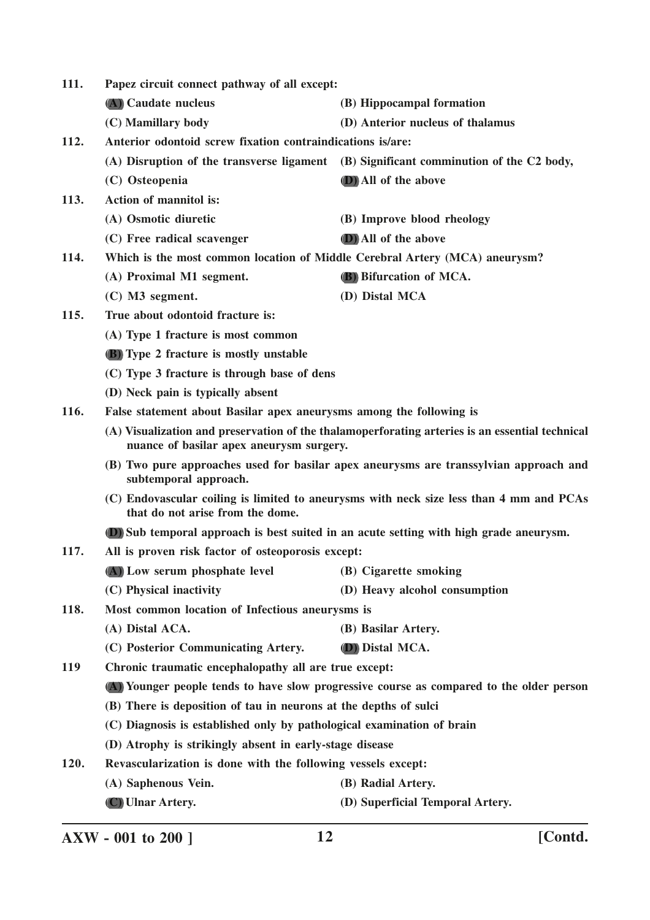**111.** **Papez circuit connect pathway of all except:**

**(A) Caudate nucleus** **(B) Hippocampal formation**

**(C) Mamillary body** **(D) Anterior nucleus of thalamus**

**112.** **Anterior odontoid screw fixation contraindications is/are:**

**(A) Disruption of the transverse ligament** **(B) Significant comminution of the C2 body,**

**(C) Osteopenia** **(D) All of the above**

**113.** **Action of mannitol is:**

**(A) Osmotic diuretic** **(B) Improve blood rheology**

**(C) Free radical scavenger** **(D) All of the above**

**114.** **Which is the most common location of Middle Cerebral Artery (MCA) aneurysm?**

**(A) Proximal M1 segment.** **(B) Bifurcation of MCA.**

**(C) M3 segment.** **(D) Distal MCA**

**115.** **True about odontoid fracture is:**

**(A) Type 1 fracture is most common**

**(B) Type 2 fracture is mostly unstable**

**(C) Type 3 fracture is through base of dens**

**(D) Neck pain is typically absent**

**116.** **False statement about Basilar apex aneurysms among the following is**

**(A) Visualization and preservation of the thalamoperforating arteries is an essential technical nuance of basilar apex aneurysm surgery.**

**(B) Two pure approaches used for basilar apex aneurysms are transsylvian approach and subtemporal approach.**

**(C) Endovascular coiling is limited to aneurysms with neck size less than 4 mm and PCAs that do not arise from the dome.**

**(D) Sub temporal approach is best suited in an acute setting with high grade aneurysm.**

**117.** **All is proven risk factor of osteoporosis except:**

**(A) Low serum phosphate level** **(B) Cigarette smoking**

**(C) Physical inactivity** **(D) Heavy alcohol consumption**

**118.** **Most common location of Infectious aneurysms is**

**(A) Distal ACA.** **(B) Basilar Artery.**

**(C) Posterior Communicating Artery.** **(D) Distal MCA.**

**119** **Chronic traumatic encephalopathy all are true except:**

**(A) Younger people tends to have slow progressive course as compared to the older person**

**(B) There is deposition of tau in neurons at the depths of sulci**

**(C) Diagnosis is established only by pathological examination of brain**

**(D) Atrophy is strikingly absent in early-stage disease**

**120.** **Revascularization is done with the following vessels except:**

**(A) Saphenous Vein.** **(B) Radial Artery.**

**(C) Ulnar Artery.** **(D) Superficial Temporal Artery.**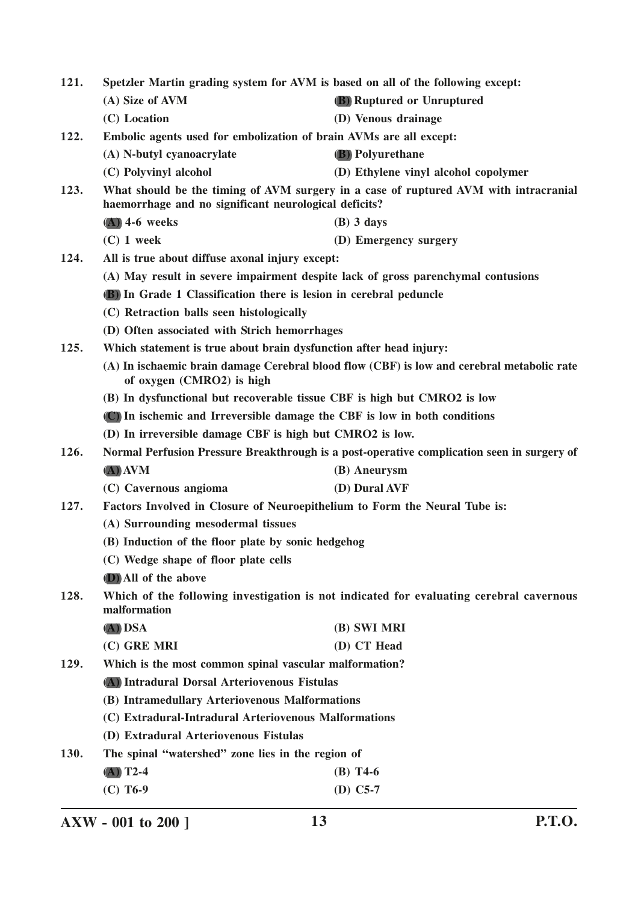**121. Spetzler Martin grading system for AVM is based on all of the following except:**

(A) Size of AVM

**(B) Ruptured or Unruptured**

(C) Location

(D) Venous drainage

**122. Embolic agents used for embolization of brain AVMs are all except:**

(A) N-butyl cyanoacrylate

**(B) Polyurethane**

(C) Polyvinyl alcohol

(D) Ethylene vinyl alcohol copolymer

**123. What should be the timing of AVM surgery in a case of ruptured AVM with intracranial haemorrhage and no significant neurological deficits?**

**(A) 4-6 weeks**

(B) 3 days

(C) 1 week

(D) Emergency surgery

**124. All is true about diffuse axonal injury except:**

(A) May result in severe impairment despite lack of gross parenchymal contusions

**(B) In Grade 1 Classification there is lesion in cerebral peduncle**

(C) Retraction balls seen histologically

(D) Often associated with Strich hemorrhages

**125. Which statement is true about brain dysfunction after head injury:**

(A) In ischaemic brain damage Cerebral blood flow (CBF) is low and cerebral metabolic rate of oxygen (CMRO2) is high

(B) In dysfunctional but recoverable tissue CBF is high but CMRO2 is low

**(C) In ischemic and Irreversible damage the CBF is low in both conditions**

(D) In irreversible damage CBF is high but CMRO2 is low.

**126. Normal Perfusion Pressure Breakthrough is a post-operative complication seen in surgery of**

**(A) AVM**

(B) Aneurysm

(C) Cavernous angioma

(D) Dural AVF

**127. Factors Involved in Closure of Neuroepithelium to Form the Neural Tube is:**

(A) Surrounding mesodermal tissues

(B) Induction of the floor plate by sonic hedgehog

(C) Wedge shape of floor plate cells

**(D) All of the above**

**128. Which of the following investigation is not indicated for evaluating cerebral cavernous malformation**

**(A) DSA**

(B) SWI MRI

(C) GRE MRI

(D) CT Head

**129. Which is the most common spinal vascular malformation?**

**(A) Intradural Dorsal Arteriovenous Fistulas**

(B) Intramedullary Arteriovenous Malformations

(C) Extradural-Intradural Arteriovenous Malformations

(D) Extradural Arteriovenous Fistulas

**130. The spinal "watershed" zone lies in the region of**

**(A) T2-4**

(B) T4-6

(C) T6-9

(D) C5-7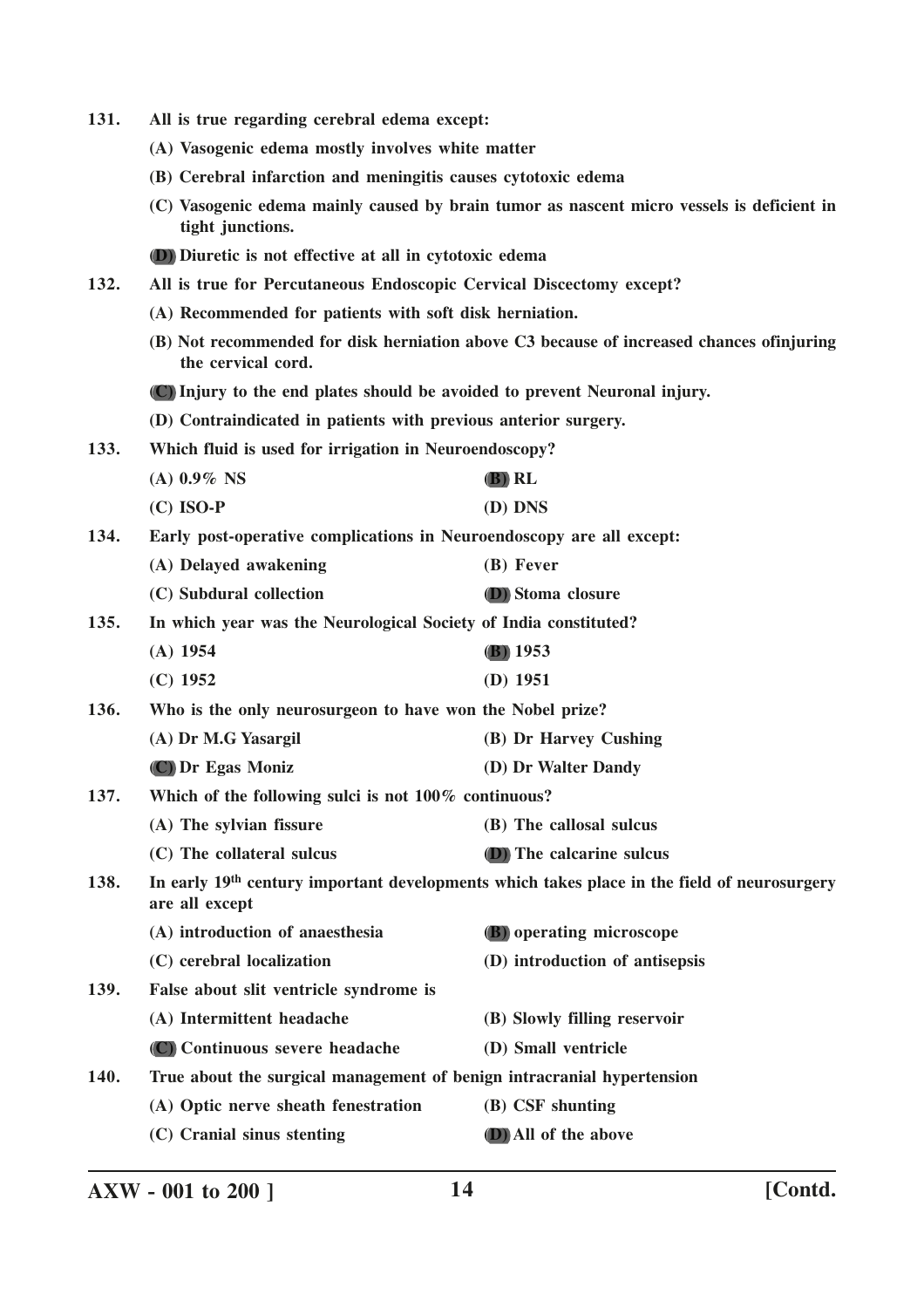131. **All is true regarding cerebral edema except:**

(A) Vasogenic edema mostly involves white matter

(B) Cerebral infarction and meningitis causes cytotoxic edema

(C) Vasogenic edema mainly caused by brain tumor as nascent micro vessels is deficient in tight junctions.

**(D)** Diuretic is not effective at all in cytotoxic edema

132. **All is true for Percutaneous Endoscopic Cervical Discectomy except?**

(A) Recommended for patients with soft disk herniation.

(B) Not recommended for disk herniation above C3 because of increased chances ofinjuring the cervical cord.

**(C)** Injury to the end plates should be avoided to prevent Neuronal injury.

(D) Contraindicated in patients with previous anterior surgery.

133. **Which fluid is used for irrigation in Neuroendoscopy?**

(A) 0.9% NS

**(B)** RL

(C) ISO-P

(D) DNS

134. **Early post-operative complications in Neuroendoscopy are all except:**

(A) Delayed awakening

(B) Fever

(C) Subdural collection

**(D)** Stoma closure

135. **In which year was the Neurological Society of India constituted?**

(A) 1954

**(B)** 1953

(C) 1952

(D) 1951

136. **Who is the only neurosurgeon to have won the Nobel prize?**

(A) Dr M.G Yasargil

(B) Dr Harvey Cushing

**(C)** Dr Egas Moniz

(D) Dr Walter Dandy

137. **Which of the following sulci is not 100% continuous?**

(A) The sylvian fissure

(B) The callosal sulcus

(C) The collateral sulcus

**(D)** The calcarine sulcus

138. **In early 19th century important developments which takes place in the field of neurosurgery are all except**

(A) introduction of anaesthesia

**(B)** operating microscope

(C) cerebral localization

(D) introduction of antisepsis

139. **False about slit ventricle syndrome is**

(A) Intermittent headache

(B) Slowly filling reservoir

**(C)** Continuous severe headache

(D) Small ventricle

140. **True about the surgical management of benign intracranial hypertension**

(A) Optic nerve sheath fenestration

(B) CSF shunting

(C) Cranial sinus stenting

**(D)** All of the above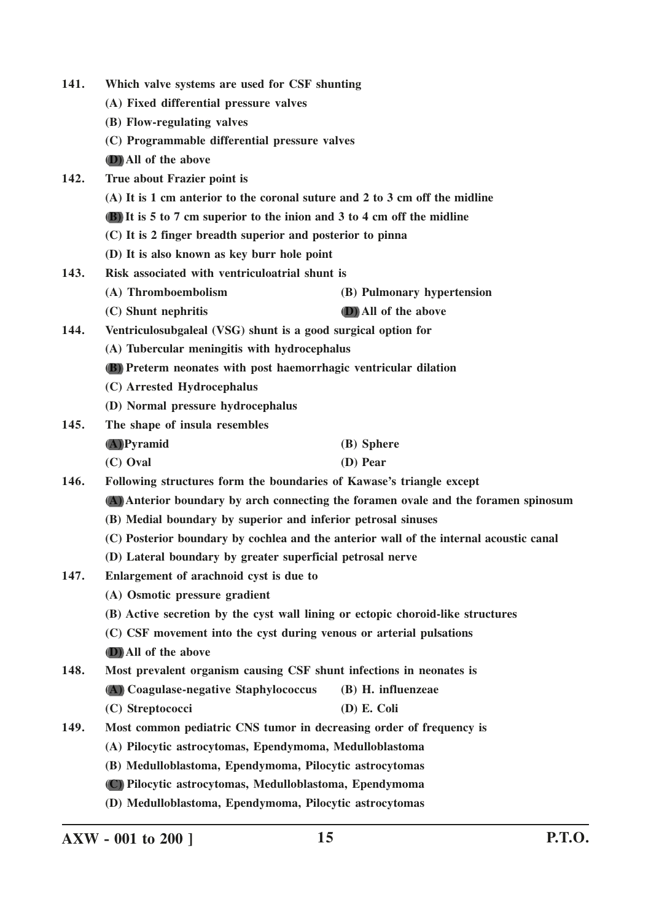141. Which valve systems are used for CSF shunting

(A) Fixed differential pressure valves

(B) Flow-regulating valves

(C) Programmable differential pressure valves

(D) All of the above

142. True about Frazier point is

(A) It is 1 cm anterior to the coronal suture and 2 to 3 cm off the midline

(B) It is 5 to 7 cm superior to the inion and 3 to 4 cm off the midline

(C) It is 2 finger breadth superior and posterior to pinna

(D) It is also known as key burr hole point

143. Risk associated with ventriculoatrial shunt is

(A) Thromboembolism (B) Pulmonary hypertension

(C) Shunt nephritis (D) All of the above

144. Ventriculosubgaleal (VSG) shunt is a good surgical option for

(A) Tubercular meningitis with hydrocephalus

(B) Preterm neonates with post haemorrhagic ventricular dilation

(C) Arrested Hydrocephalus

(D) Normal pressure hydrocephalus

145. The shape of insula resembles

(A) Pyramid (B) Sphere

(C) Oval (D) Pear

146. Following structures form the boundaries of Kawase's triangle except

(A) Anterior boundary by arch connecting the foramen ovale and the foramen spinosum

(B) Medial boundary by superior and inferior petrosal sinuses

(C) Posterior boundary by cochlea and the anterior wall of the internal acoustic canal

(D) Lateral boundary by greater superficial petrosal nerve

147. Enlargement of arachnoid cyst is due to

(A) Osmotic pressure gradient

(B) Active secretion by the cyst wall lining or ectopic choroid-like structures

(C) CSF movement into the cyst during venous or arterial pulsations

(D) All of the above

148. Most prevalent organism causing CSF shunt infections in neonates is

(A) Coagulase-negative Staphylococcus (B) H. influenzeae

(C) Streptococci (D) E. Coli

149. Most common pediatric CNS tumor in decreasing order of frequency is

(A) Pilocytic astrocytomas, Ependymoma, Medulloblastoma

(B) Medulloblastoma, Ependymoma, Pilocytic astrocytomas

(C) Pilocytic astrocytomas, Medulloblastoma, Ependymoma

(D) Medulloblastoma, Ependymoma, Pilocytic astrocytomas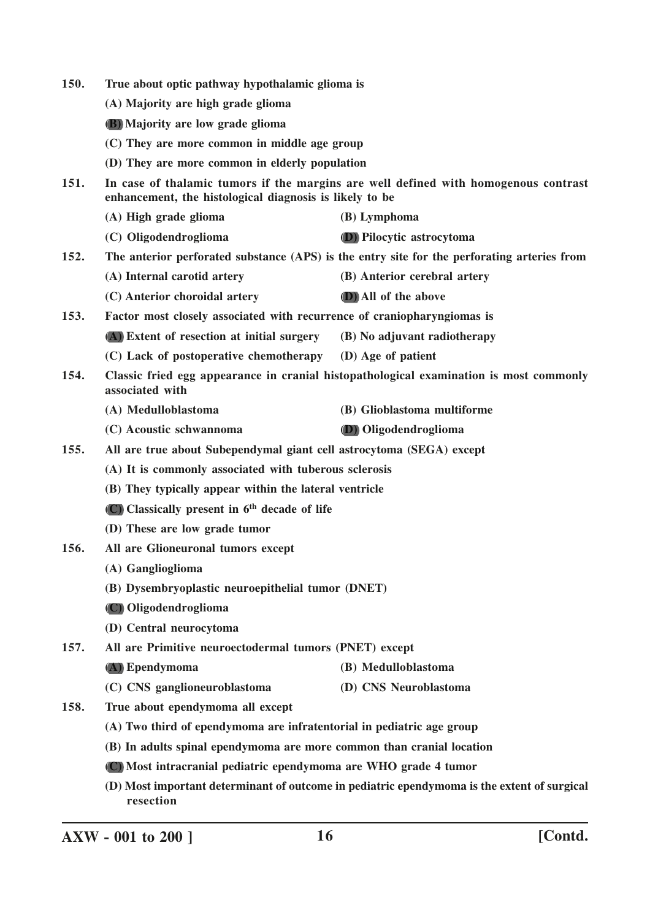**150. True about optic pathway hypothalamic glioma is**

**(A) Majority are high grade glioma**

**(B) Majority are low grade glioma**

**(C) They are more common in middle age group**

**(D) They are more common in elderly population**

**151. In case of thalamic tumors if the margins are well defined with homogenous contrast enhancement, the histological diagnosis is likely to be**

**(A) High grade glioma** **(B) Lymphoma**

**(C) Oligodendroglioma** **(D) Pilocytic astrocytoma**

**152. The anterior perforated substance (APS) is the entry site for the perforating arteries from**

**(A) Internal carotid artery** **(B) Anterior cerebral artery**

**(C) Anterior choroidal artery** **(D) All of the above**

**153. Factor most closely associated with recurrence of craniopharyngiomas is**

**(A) Extent of resection at initial surgery** **(B) No adjuvant radiotherapy**

**(C) Lack of postoperative chemotherapy** **(D) Age of patient**

**154. Classic fried egg appearance in cranial histopathological examination is most commonly associated with**

**(A) Medulloblastoma** **(B) Glioblastoma multiforme**

**(C) Acoustic schwannoma** **(D) Oligodendroglioma**

**155. All are true about Subependymal giant cell astrocytoma (SEGA) except**

**(A) It is commonly associated with tuberous sclerosis**

**(B) They typically appear within the lateral ventricle**

**(C) Classically present in 6th decade of life**

**(D) These are low grade tumor**

**156. All are Glioneuronal tumors except**

**(A) Ganglioglioma**

**(B) Dysembryoplastic neuroepithelial tumor (DNET)**

**(C) Oligodendroglioma**

**(D) Central neurocytoma**

**157. All are Primitive neuroectodermal tumors (PNET) except**

**(A) Ependymoma** **(B) Medulloblastoma**

**(C) CNS ganglioneuroblastoma** **(D) CNS Neuroblastoma**

**158. True about ependymoma all except**

**(A) Two third of ependymoma are infratentorial in pediatric age group**

**(B) In adults spinal ependymoma are more common than cranial location**

**(C) Most intracranial pediatric ependymoma are WHO grade 4 tumor**

**(D) Most important determinant of outcome in pediatric ependymoma is the extent of surgical resection**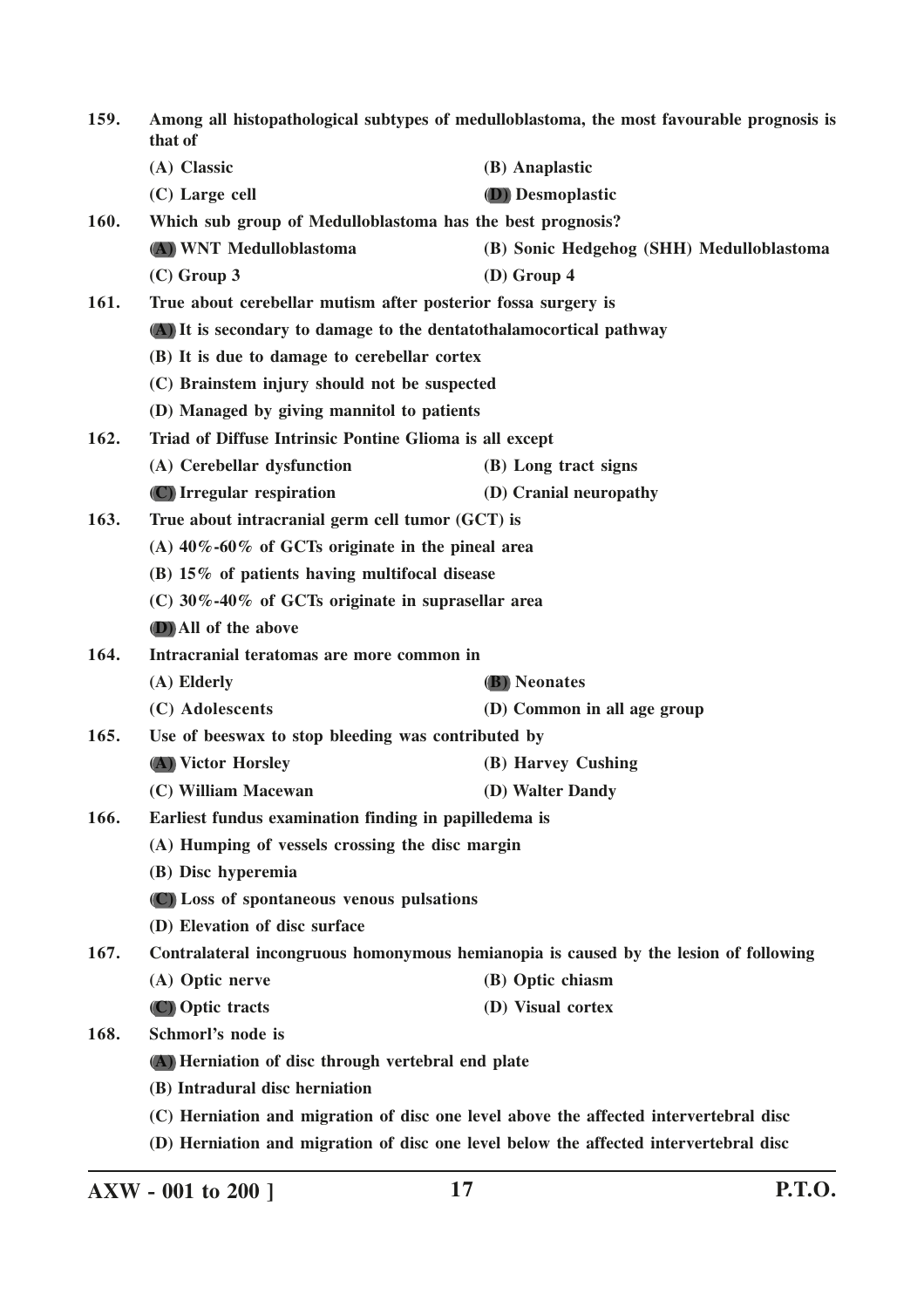159. **Among all histopathological subtypes of medulloblastoma, the most favourable prognosis is that of**

(A) Classic
(B) Anaplastic
(C) Large cell
**(D) Desmoplastic**

160. **Which sub group of Medulloblastoma has the best prognosis?**

**(A) WNT Medulloblastoma**
(B) Sonic Hedgehog (SHH) Medulloblastoma
(C) Group 3
(D) Group 4

161. **True about cerebellar mutism after posterior fossa surgery is**

**(A) It is secondary to damage to the dentatothalamocortical pathway**
(B) It is due to damage to cerebellar cortex
(C) Brainstem injury should not be suspected
(D) Managed by giving mannitol to patients

162. **Triad of Diffuse Intrinsic Pontine Glioma is all except**

(A) Cerebellar dysfunction
(B) Long tract signs
**(C) Irregular respiration**
(D) Cranial neuropathy

163. **True about intracranial germ cell tumor (GCT) is**

(A) 40%-60% of GCTs originate in the pineal area
(B) 15% of patients having multifocal disease
(C) 30%-40% of GCTs originate in suprasellar area
**(D) All of the above**

164. **Intracranial teratomas are more common in**

(A) Elderly
**(B) Neonates**
(C) Adolescents
(D) Common in all age group

165. **Use of beeswax to stop bleeding was contributed by**

**(A) Victor Horsley**
(B) Harvey Cushing
(C) William Macewan
(D) Walter Dandy

166. **Earliest fundus examination finding in papilledema is**

(A) Humping of vessels crossing the disc margin
(B) Disc hyperemia
**(C) Loss of spontaneous venous pulsations**
(D) Elevation of disc surface

167. **Contralateral incongruous homonymous hemianopia is caused by the lesion of following**

(A) Optic nerve
(B) Optic chiasm
**(C) Optic tracts**
(D) Visual cortex

168. **Schmorl's node is**

**(A) Herniation of disc through vertebral end plate**
(B) Intradural disc herniation
(C) Herniation and migration of disc one level above the affected intervertebral disc
(D) Herniation and migration of disc one level below the affected intervertebral disc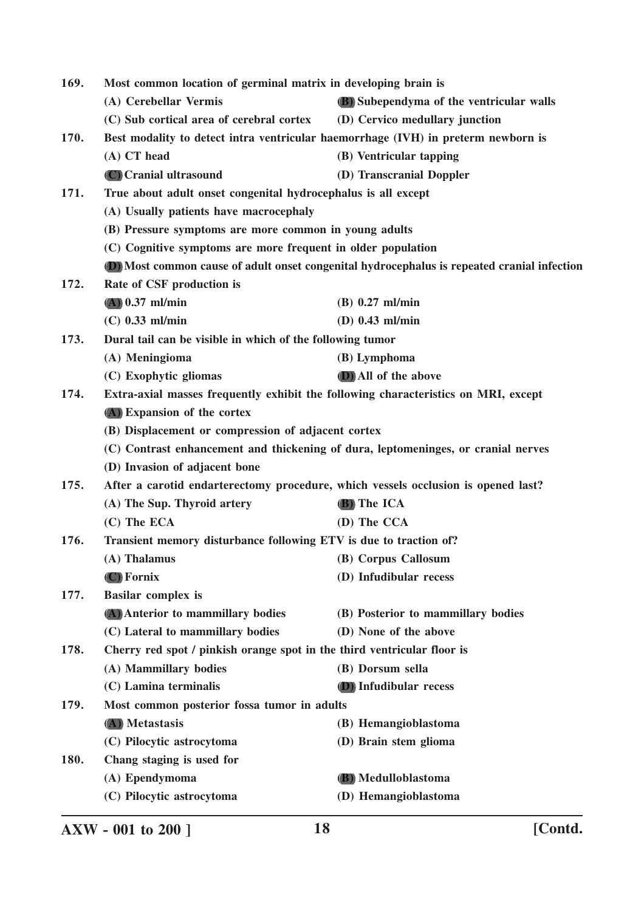**169. Most common location of germinal matrix in developing brain is**

(A) Cerebellar Vermis

**(B) Subependyma of the ventricular walls**

(C) Sub cortical area of cerebral cortex

(D) Cervico medullary junction

**170. Best modality to detect intra ventricular haemorrhage (IVH) in preterm newborn is**

(A) CT head

(B) Ventricular tapping

**(C) Cranial ultrasound**

(D) Transcranial Doppler

**171. True about adult onset congenital hydrocephalus is all except**

(A) Usually patients have macrocephaly

(B) Pressure symptoms are more common in young adults

(C) Cognitive symptoms are more frequent in older population

**(D) Most common cause of adult onset congenital hydrocephalus is repeated cranial infection**

**172. Rate of CSF production is**

**(A) 0.37 ml/min**

(B) 0.27 ml/min

(C) 0.33 ml/min

(D) 0.43 ml/min

**173. Dural tail can be visible in which of the following tumor**

(A) Meningioma

(B) Lymphoma

(C) Exophytic gliomas

**(D) All of the above**

**174. Extra-axial masses frequently exhibit the following characteristics on MRI, except**

**(A) Expansion of the cortex**

(B) Displacement or compression of adjacent cortex

(C) Contrast enhancement and thickening of dura, leptomeninges, or cranial nerves

(D) Invasion of adjacent bone

**175. After a carotid endarterectomy procedure, which vessels occlusion is opened last?**

(A) The Sup. Thyroid artery

**(B) The ICA**

(C) The ECA

(D) The CCA

**176. Transient memory disturbance following ETV is due to traction of?**

(A) Thalamus

(B) Corpus Callosum

**(C) Fornix**

(D) Infudibular recess

**177. Basilar complex is**

**(A) Anterior to mammillary bodies**

(B) Posterior to mammillary bodies

(C) Lateral to mammillary bodies

(D) None of the above

**178. Cherry red spot / pinkish orange spot in the third ventricular floor is**

(A) Mammillary bodies

(B) Dorsum sella

(C) Lamina terminalis

**(D) Infudibular recess**

**179. Most common posterior fossa tumor in adults**

**(A) Metastasis**

(B) Hemangioblastoma

(C) Pilocytic astrocytoma

(D) Brain stem glioma

**180. Chang staging is used for**

(A) Ependymoma

**(B) Medulloblastoma**

(C) Pilocytic astrocytoma

(D) Hemangioblastoma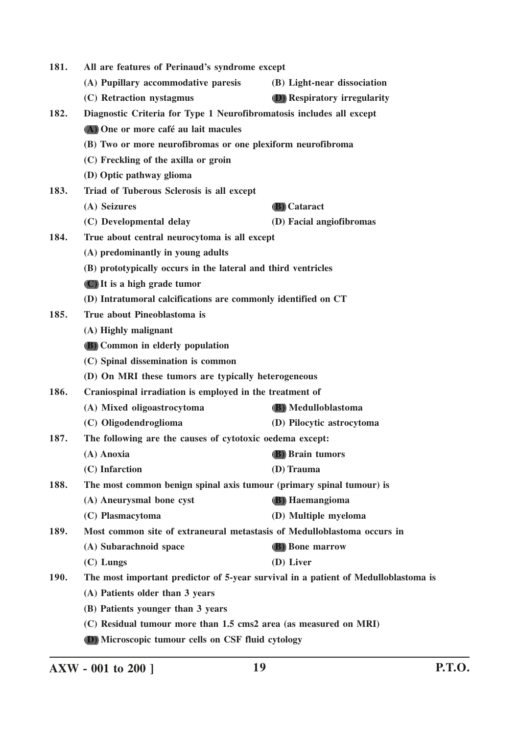181. All are features of Perinaud's syndrome except

(A) Pupillary accommodative paresis
(B) Light-near dissociation
(C) Retraction nystagmus
**(D)** Respiratory irregularity

182. Diagnostic Criteria for Type 1 Neurofibromatosis includes all except

**(A)** One or more café au lait macules
(B) Two or more neurofibromas or one plexiform neurofibroma
(C) Freckling of the axilla or groin
(D) Optic pathway glioma

183. Triad of Tuberous Sclerosis is all except

(A) Seizures
**(B)** Cataract
(C) Developmental delay
(D) Facial angiofibromas

184. True about central neurocytoma is all except

(A) predominantly in young adults
(B) prototypically occurs in the lateral and third ventricles
**(C)** It is a high grade tumor
(D) Intratumoral calcifications are commonly identified on CT

185. True about Pineoblastoma is

(A) Highly malignant
**(B)** Common in elderly population
(C) Spinal dissemination is common
(D) On MRI these tumors are typically heterogeneous

186. Craniospinal irradiation is employed in the treatment of

(A) Mixed oligoastrocytoma
**(B)** Medulloblastoma
(C) Oligodendroglioma
(D) Pilocytic astrocytoma

187. The following are the causes of cytotoxic oedema except:

(A) Anoxia
**(B)** Brain tumors
(C) Infarction
(D) Trauma

188. The most common benign spinal axis tumour (primary spinal tumour) is

(A) Aneurysmal bone cyst
**(B)** Haemangioma
(C) Plasmacytoma
(D) Multiple myeloma

189. Most common site of extraneural metastasis of Medulloblastoma occurs in

(A) Subarachnoid space
**(B)** Bone marrow
(C) Lungs
(D) Liver

190. The most important predictor of 5-year survival in a patient of Medulloblastoma is

(A) Patients older than 3 years
(B) Patients younger than 3 years
(C) Residual tumour more than 1.5 cms2 area (as measured on MRI)
**(D)** Microscopic tumour cells on CSF fluid cytology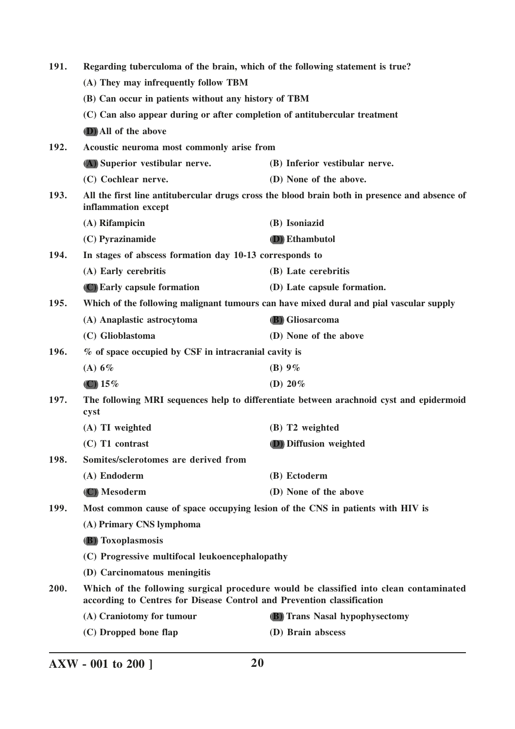191. Regarding tuberculoma of the brain, which of the following statement is true?

(A) They may infrequently follow TBM

(B) Can occur in patients without any history of TBM

(C) Can also appear during or after completion of antitubercular treatment

**(D)** All of the above

192. Acoustic neuroma most commonly arise from

**(A)** Superior vestibular nerve.

(B) Inferior vestibular nerve.

(C) Cochlear nerve.

(D) None of the above.

193. All the first line antitubercular drugs cross the blood brain both in presence and absence of inflammation except

(A) Rifampicin

(B) Isoniazid

(C) Pyrazinamide

**(D)** Ethambutol

194. In stages of abscess formation day 10-13 corresponds to

(A) Early cerebritis

(B) Late cerebritis

**(C)** Early capsule formation

(D) Late capsule formation.

195. Which of the following malignant tumours can have mixed dural and pial vascular supply

(A) Anaplastic astrocytoma

**(B)** Gliosarcoma

(C) Glioblastoma

(D) None of the above

196. % of space occupied by CSF in intracranial cavity is

(A) 6%

(B) 9%

**(C)** 15%

(D) 20%

197. The following MRI sequences help to differentiate between arachnoid cyst and epidermoid cyst

(A) TI weighted

(B) T2 weighted

(C) T1 contrast

**(D)** Diffusion weighted

198. Somites/sclerotomes are derived from

(A) Endoderm

(B) Ectoderm

**(C)** Mesoderm

(D) None of the above

199. Most common cause of space occupying lesion of the CNS in patients with HIV is

(A) Primary CNS lymphoma

**(B)** Toxoplasmosis

(C) Progressive multifocal leukoencephalopathy

(D) Carcinomatous meningitis

200. Which of the following surgical procedure would be classified into clean contaminated according to Centres for Disease Control and Prevention classification

(A) Craniotomy for tumour

**(B)** Trans Nasal hypophysectomy

(C) Dropped bone flap

(D) Brain abscess